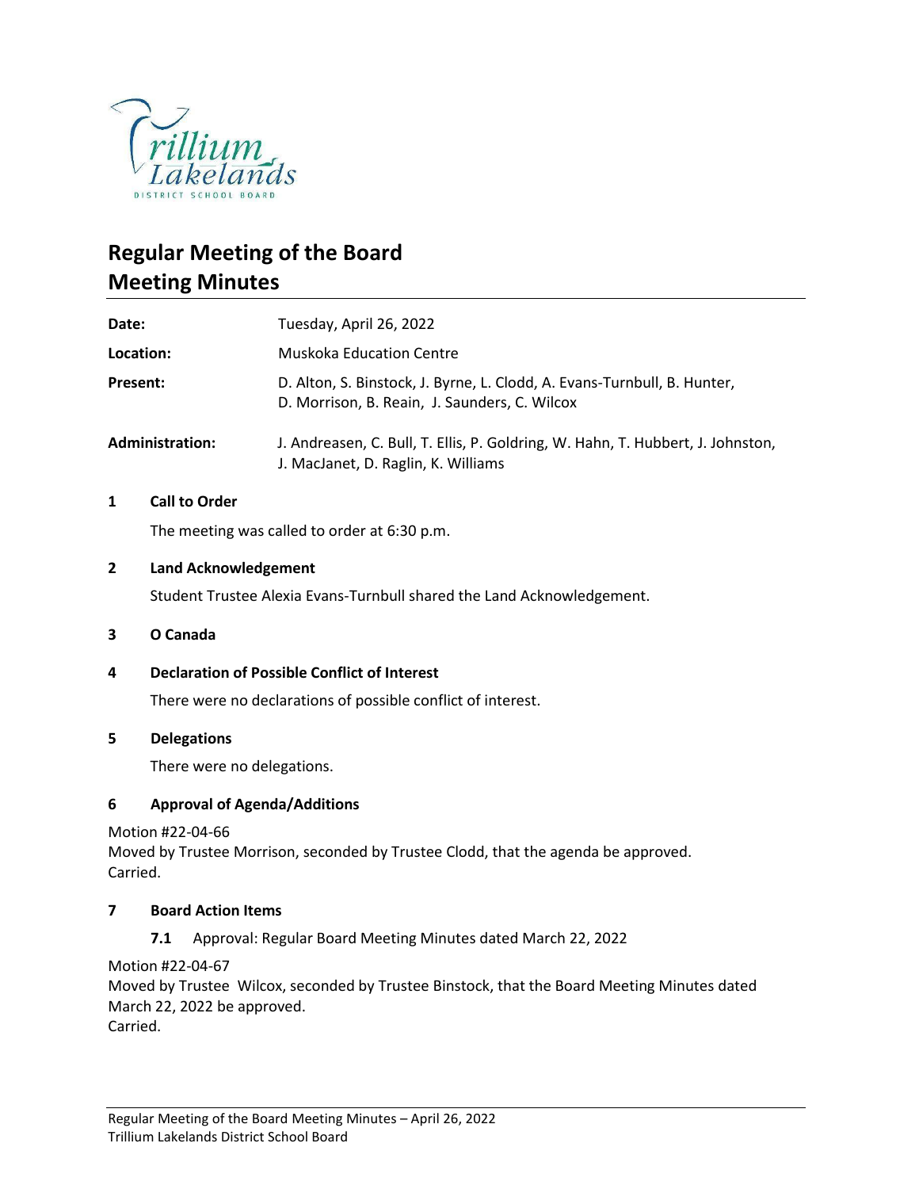# Regular Meeting of the Board
# Meeting Minutes

| | |
|---|---|
| **Date:** | Tuesday, April 26, 2022 |
| **Location:** | Muskoka Education Centre |
| **Present:** | D. Alton, S. Binstock, J. Byrne, L. Clodd, A. Evans-Turnbull, B. Hunter, D. Morrison, B. Reain, J. Saunders, C. Wilcox |
| **Administration:** | J. Andreasen, C. Bull, T. Ellis, P. Goldring, W. Hahn, T. Hubbert, J. Johnston, J. MacJanet, D. Raglin, K. Williams |

## 1 Call to Order

The meeting was called to order at 6:30 p.m.

## 2 Land Acknowledgement

Student Trustee Alexia Evans-Turnbull shared the Land Acknowledgement.

## 3 O Canada

## 4 Declaration of Possible Conflict of Interest

There were no declarations of possible conflict of interest.

## 5 Delegations

There were no delegations.

## 6 Approval of Agenda/Additions

Motion #22-04-66
Moved by Trustee Morrison, seconded by Trustee Clodd, that the agenda be approved.
Carried.

## 7 Board Action Items

**7.1** Approval: Regular Board Meeting Minutes dated March 22, 2022

Motion #22-04-67
Moved by Trustee Wilcox, seconded by Trustee Binstock, that the Board Meeting Minutes dated March 22, 2022 be approved.
Carried.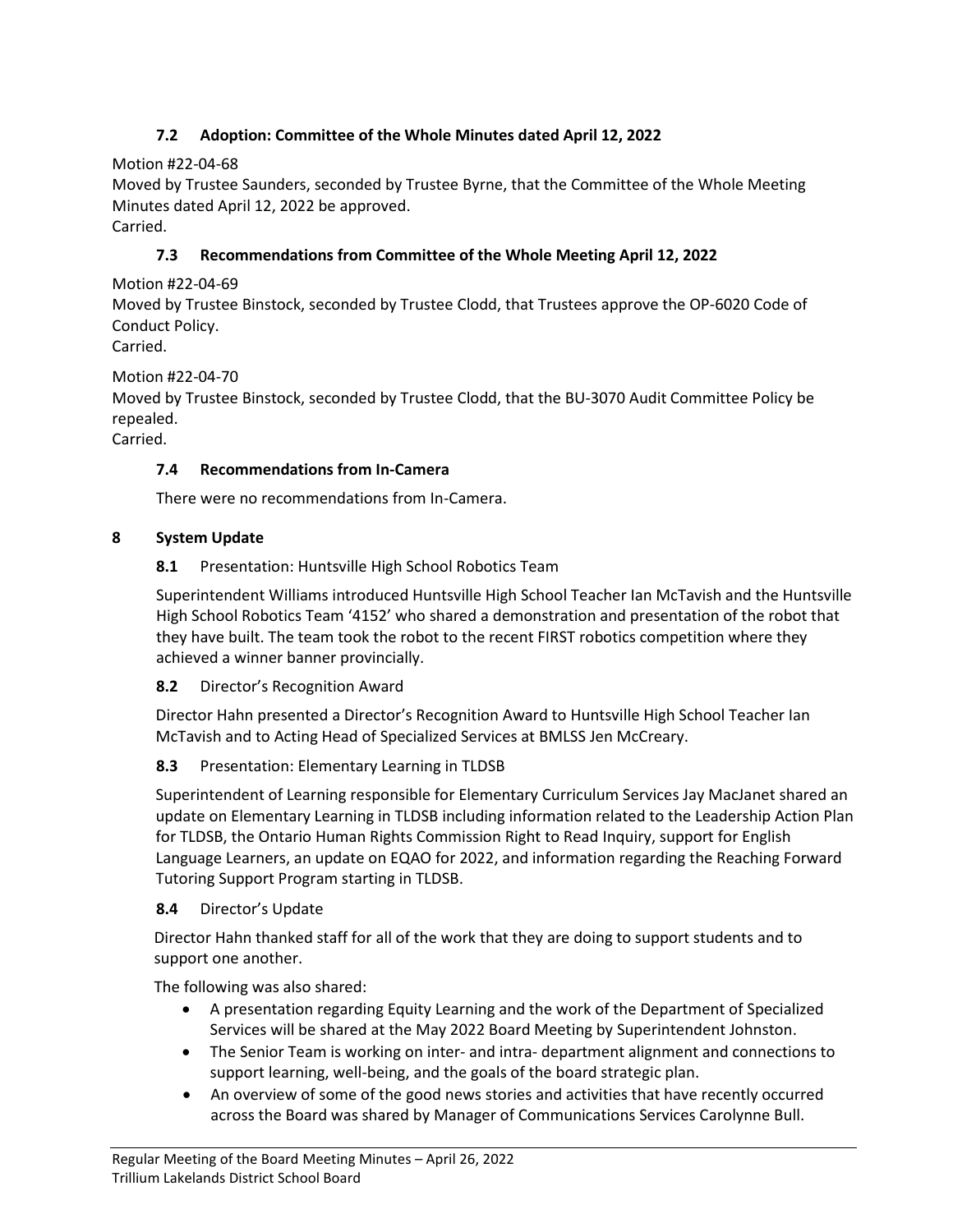### 7.2 Adoption: Committee of the Whole Minutes dated April 12, 2022

Motion #22-04-68
Moved by Trustee Saunders, seconded by Trustee Byrne, that the Committee of the Whole Meeting Minutes dated April 12, 2022 be approved.
Carried.

### 7.3 Recommendations from Committee of the Whole Meeting April 12, 2022

Motion #22-04-69
Moved by Trustee Binstock, seconded by Trustee Clodd, that Trustees approve the OP-6020 Code of Conduct Policy.
Carried.

Motion #22-04-70
Moved by Trustee Binstock, seconded by Trustee Clodd, that the BU-3070 Audit Committee Policy be repealed.
Carried.

### 7.4 Recommendations from In-Camera

There were no recommendations from In-Camera.

## 8 System Update

**8.1** Presentation: Huntsville High School Robotics Team

Superintendent Williams introduced Huntsville High School Teacher Ian McTavish and the Huntsville High School Robotics Team '4152' who shared a demonstration and presentation of the robot that they have built. The team took the robot to the recent FIRST robotics competition where they achieved a winner banner provincially.

**8.2** Director's Recognition Award

Director Hahn presented a Director's Recognition Award to Huntsville High School Teacher Ian McTavish and to Acting Head of Specialized Services at BMLSS Jen McCreary.

**8.3** Presentation: Elementary Learning in TLDSB

Superintendent of Learning responsible for Elementary Curriculum Services Jay MacJanet shared an update on Elementary Learning in TLDSB including information related to the Leadership Action Plan for TLDSB, the Ontario Human Rights Commission Right to Read Inquiry, support for English Language Learners, an update on EQAO for 2022, and information regarding the Reaching Forward Tutoring Support Program starting in TLDSB.

**8.4** Director's Update

Director Hahn thanked staff for all of the work that they are doing to support students and to support one another.

The following was also shared:

- A presentation regarding Equity Learning and the work of the Department of Specialized Services will be shared at the May 2022 Board Meeting by Superintendent Johnston.
- The Senior Team is working on inter- and intra- department alignment and connections to support learning, well-being, and the goals of the board strategic plan.
- An overview of some of the good news stories and activities that have recently occurred across the Board was shared by Manager of Communications Services Carolynne Bull.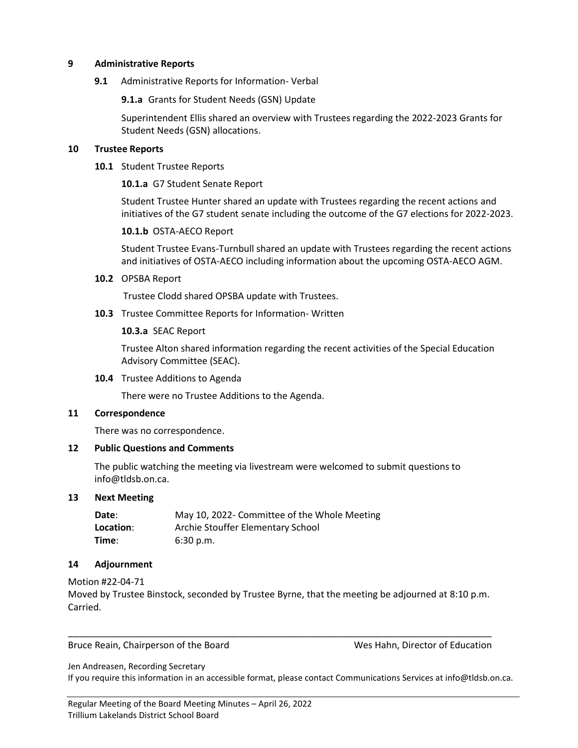## 9 Administrative Reports

**9.1** Administrative Reports for Information- Verbal

**9.1.a** Grants for Student Needs (GSN) Update

Superintendent Ellis shared an overview with Trustees regarding the 2022-2023 Grants for Student Needs (GSN) allocations.

## 10 Trustee Reports

**10.1** Student Trustee Reports

**10.1.a** G7 Student Senate Report

Student Trustee Hunter shared an update with Trustees regarding the recent actions and initiatives of the G7 student senate including the outcome of the G7 elections for 2022-2023.

**10.1.b** OSTA-AECO Report

Student Trustee Evans-Turnbull shared an update with Trustees regarding the recent actions and initiatives of OSTA-AECO including information about the upcoming OSTA-AECO AGM.

**10.2** OPSBA Report

Trustee Clodd shared OPSBA update with Trustees.

**10.3** Trustee Committee Reports for Information- Written

**10.3.a** SEAC Report

Trustee Alton shared information regarding the recent activities of the Special Education Advisory Committee (SEAC).

**10.4** Trustee Additions to Agenda

There were no Trustee Additions to the Agenda.

## 11 Correspondence

There was no correspondence.

## 12 Public Questions and Comments

The public watching the meeting via livestream were welcomed to submit questions to info@tldsb.on.ca.

## 13 Next Meeting

| | |
|---|---|
| **Date**: | May 10, 2022- Committee of the Whole Meeting |
| **Location**: | Archie Stouffer Elementary School |
| **Time**: | 6:30 p.m. |

## 14 Adjournment

Motion #22-04-71
Moved by Trustee Binstock, seconded by Trustee Byrne, that the meeting be adjourned at 8:10 p.m.
Carried.

Bruce Reain, Chairperson of the Board — Wes Hahn, Director of Education

Jen Andreasen, Recording Secretary
If you require this information in an accessible format, please contact Communications Services at info@tldsb.on.ca.